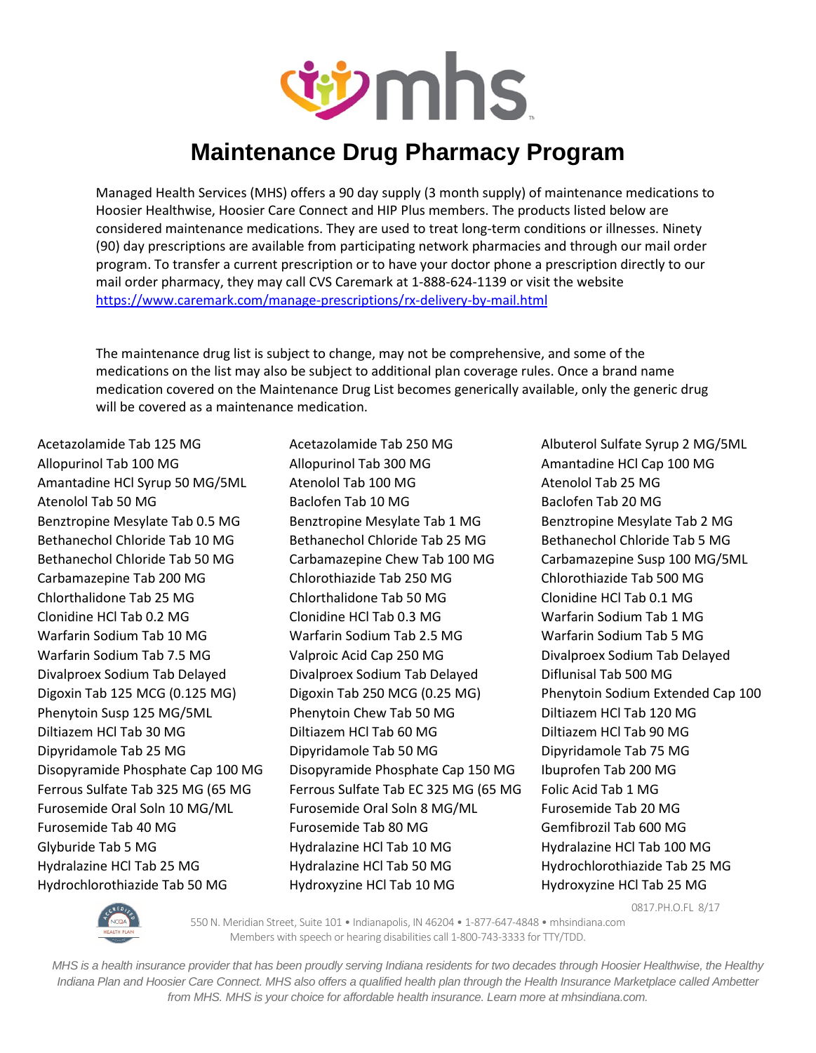mhs

# Maintenance Drug Pharmacy Program

Managed Health Services (MHS) offers a 90 day supply (3 month supply) of maintenance medications to Hoosier Healthwise, Hoosier Care Connect and HIP Plus members. The products listed below are considered maintenance medications. They are used to treat long-term conditions or illnesses. Ninety (90) day prescriptions are available from participating network pharmacies and through our mail order program. To transfer a current prescription or to have your doctor phone a prescription directly to our mail order pharmacy, they may call CVS Caremark at 1-888-624-1139 or visit the website https://www.caremark.com/manage-prescriptions/rx-delivery-by-mail.html

The maintenance drug list is subject to change, may not be comprehensive, and some of the medications on the list may also be subject to additional plan coverage rules. Once a brand name medication covered on the Maintenance Drug List becomes generically available, only the generic drug will be covered as a maintenance medication.

Acetazolamide Tab 125 MG
Acetazolamide Tab 250 MG
Albuterol Sulfate Syrup 2 MG/5ML
Allopurinol Tab 100 MG
Allopurinol Tab 300 MG
Amantadine HCl Cap 100 MG
Amantadine HCl Syrup 50 MG/5ML
Atenolol Tab 100 MG
Atenolol Tab 25 MG
Atenolol Tab 50 MG
Baclofen Tab 10 MG
Baclofen Tab 20 MG
Benztropine Mesylate Tab 0.5 MG
Benztropine Mesylate Tab 1 MG
Benztropine Mesylate Tab 2 MG
Bethanechol Chloride Tab 10 MG
Bethanechol Chloride Tab 25 MG
Bethanechol Chloride Tab 5 MG
Bethanechol Chloride Tab 50 MG
Carbamazepine Chew Tab 100 MG
Carbamazepine Susp 100 MG/5ML
Carbamazepine Tab 200 MG
Chlorothiazide Tab 250 MG
Chlorothiazide Tab 500 MG
Chlorthalidone Tab 25 MG
Chlorthalidone Tab 50 MG
Clonidine HCl Tab 0.1 MG
Clonidine HCl Tab 0.2 MG
Clonidine HCl Tab 0.3 MG
Warfarin Sodium Tab 1 MG
Warfarin Sodium Tab 10 MG
Warfarin Sodium Tab 2.5 MG
Warfarin Sodium Tab 5 MG
Warfarin Sodium Tab 7.5 MG
Valproic Acid Cap 250 MG
Divalproex Sodium Tab Delayed
Divalproex Sodium Tab Delayed
Divalproex Sodium Tab Delayed
Diflunisal Tab 500 MG
Digoxin Tab 125 MCG (0.125 MG)
Digoxin Tab 250 MCG (0.25 MG)
Phenytoin Sodium Extended Cap 100
Phenytoin Susp 125 MG/5ML
Phenytoin Chew Tab 50 MG
Diltiazem HCl Tab 120 MG
Diltiazem HCl Tab 30 MG
Diltiazem HCl Tab 60 MG
Diltiazem HCl Tab 90 MG
Dipyridamole Tab 25 MG
Dipyridamole Tab 50 MG
Dipyridamole Tab 75 MG
Disopyramide Phosphate Cap 100 MG
Disopyramide Phosphate Cap 150 MG
Ibuprofen Tab 200 MG
Ferrous Sulfate Tab 325 MG (65 MG
Ferrous Sulfate Tab EC 325 MG (65 MG
Folic Acid Tab 1 MG
Furosemide Oral Soln 10 MG/ML
Furosemide Oral Soln 8 MG/ML
Furosemide Tab 20 MG
Furosemide Tab 40 MG
Furosemide Tab 80 MG
Gemfibrozil Tab 600 MG
Glyburide Tab 5 MG
Hydralazine HCl Tab 10 MG
Hydralazine HCl Tab 100 MG
Hydralazine HCl Tab 25 MG
Hydralazine HCl Tab 50 MG
Hydrochlorothiazide Tab 25 MG
Hydrochlorothiazide Tab 50 MG
Hydroxyzine HCl Tab 10 MG
Hydroxyzine HCl Tab 25 MG

0817.PH.O.FL 8/17

550 N. Meridian Street, Suite 101 • Indianapolis, IN 46204 • 1-877-647-4848 • mhsindiana.com
Members with speech or hearing disabilities call 1-800-743-3333 for TTY/TDD.

*MHS is a health insurance provider that has been proudly serving Indiana residents for two decades through Hoosier Healthwise, the Healthy Indiana Plan and Hoosier Care Connect. MHS also offers a qualified health plan through the Health Insurance Marketplace called Ambetter from MHS. MHS is your choice for affordable health insurance. Learn more at mhsindiana.com.*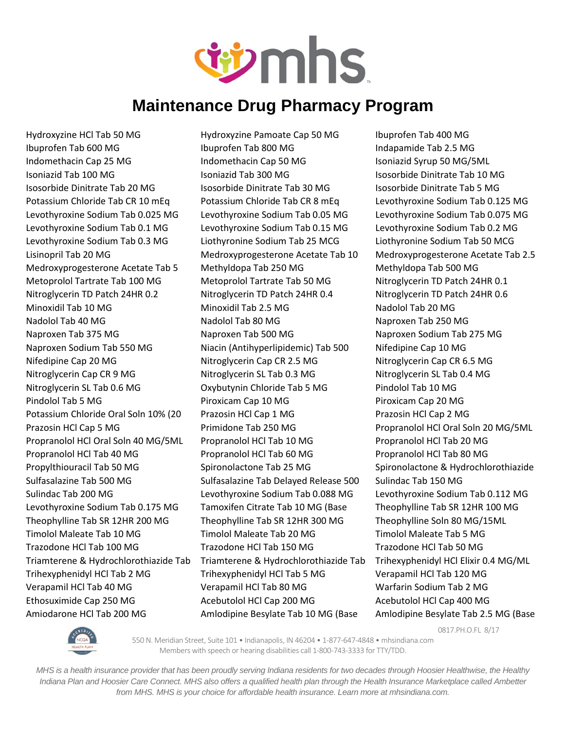# Maintenance Drug Pharmacy Program

Hydroxyzine HCl Tab 50 MG
Hydroxyzine Pamoate Cap 50 MG
Ibuprofen Tab 400 MG
Ibuprofen Tab 600 MG
Ibuprofen Tab 800 MG
Indapamide Tab 2.5 MG
Indomethacin Cap 25 MG
Indomethacin Cap 50 MG
Isoniazid Syrup 50 MG/5ML
Isoniazid Tab 100 MG
Isoniazid Tab 300 MG
Isosorbide Dinitrate Tab 10 MG
Isosorbide Dinitrate Tab 20 MG
Isosorbide Dinitrate Tab 30 MG
Isosorbide Dinitrate Tab 5 MG
Potassium Chloride Tab CR 10 mEq
Potassium Chloride Tab CR 8 mEq
Levothyroxine Sodium Tab 0.125 MG
Levothyroxine Sodium Tab 0.025 MG
Levothyroxine Sodium Tab 0.05 MG
Levothyroxine Sodium Tab 0.075 MG
Levothyroxine Sodium Tab 0.1 MG
Levothyroxine Sodium Tab 0.15 MG
Levothyroxine Sodium Tab 0.2 MG
Levothyroxine Sodium Tab 0.3 MG
Liothyronine Sodium Tab 25 MCG
Liothyronine Sodium Tab 50 MCG
Lisinopril Tab 20 MG
Medroxyprogesterone Acetate Tab 10
Medroxyprogesterone Acetate Tab 2.5
Medroxyprogesterone Acetate Tab 5
Methyldopa Tab 250 MG
Methyldopa Tab 500 MG
Metoprolol Tartrate Tab 100 MG
Metoprolol Tartrate Tab 50 MG
Nitroglycerin TD Patch 24HR 0.1
Nitroglycerin TD Patch 24HR 0.2
Nitroglycerin TD Patch 24HR 0.4
Nitroglycerin TD Patch 24HR 0.6
Minoxidil Tab 10 MG
Minoxidil Tab 2.5 MG
Nadolol Tab 20 MG
Nadolol Tab 40 MG
Nadolol Tab 80 MG
Naproxen Tab 250 MG
Naproxen Tab 375 MG
Naproxen Tab 500 MG
Naproxen Sodium Tab 275 MG
Naproxen Sodium Tab 550 MG
Niacin (Antihyperlipidemic) Tab 500
Nifedipine Cap 10 MG
Nifedipine Cap 20 MG
Nitroglycerin Cap CR 2.5 MG
Nitroglycerin Cap CR 6.5 MG
Nitroglycerin Cap CR 9 MG
Nitroglycerin SL Tab 0.3 MG
Nitroglycerin SL Tab 0.4 MG
Nitroglycerin SL Tab 0.6 MG
Oxybutynin Chloride Tab 5 MG
Pindolol Tab 10 MG
Pindolol Tab 5 MG
Piroxicam Cap 10 MG
Piroxicam Cap 20 MG
Potassium Chloride Oral Soln 10% (20
Prazosin HCl Cap 1 MG
Prazosin HCl Cap 2 MG
Prazosin HCl Cap 5 MG
Primidone Tab 250 MG
Propranolol HCl Oral Soln 20 MG/5ML
Propranolol HCl Oral Soln 40 MG/5ML
Propranolol HCl Tab 10 MG
Propranolol HCl Tab 20 MG
Propranolol HCl Tab 40 MG
Propranolol HCl Tab 60 MG
Propranolol HCl Tab 80 MG
Propylthiouracil Tab 50 MG
Spironolactone Tab 25 MG
Spironolactone & Hydrochlorothiazide
Sulfasalazine Tab 500 MG
Sulfasalazine Tab Delayed Release 500
Sulindac Tab 150 MG
Sulindac Tab 200 MG
Levothyroxine Sodium Tab 0.088 MG
Levothyroxine Sodium Tab 0.112 MG
Levothyroxine Sodium Tab 0.175 MG
Tamoxifen Citrate Tab 10 MG (Base
Theophylline Tab SR 12HR 100 MG
Theophylline Tab SR 12HR 200 MG
Theophylline Tab SR 12HR 300 MG
Theophylline Soln 80 MG/15ML
Timolol Maleate Tab 10 MG
Timolol Maleate Tab 20 MG
Timolol Maleate Tab 5 MG
Trazodone HCl Tab 100 MG
Trazodone HCl Tab 150 MG
Trazodone HCl Tab 50 MG
Triamterene & Hydrochlorothiazide Tab
Triamterene & Hydrochlorothiazide Tab
Trihexyphenidyl HCl Elixir 0.4 MG/ML
Trihexyphenidyl HCl Tab 2 MG
Trihexyphenidyl HCl Tab 5 MG
Verapamil HCl Tab 120 MG
Verapamil HCl Tab 40 MG
Verapamil HCl Tab 80 MG
Warfarin Sodium Tab 2 MG
Ethosuximide Cap 250 MG
Acebutolol HCl Cap 200 MG
Acebutolol HCl Cap 400 MG
Amiodarone HCl Tab 200 MG
Amlodipine Besylate Tab 10 MG (Base
Amlodipine Besylate Tab 2.5 MG (Base

0817.PH.O.FL 8/17

550 N. Meridian Street, Suite 101 • Indianapolis, IN 46204 • 1-877-647-4848 • mhsindiana.com
Members with speech or hearing disabilities call 1-800-743-3333 for TTY/TDD.

*MHS is a health insurance provider that has been proudly serving Indiana residents for two decades through Hoosier Healthwise, the Healthy Indiana Plan and Hoosier Care Connect. MHS also offers a qualified health plan through the Health Insurance Marketplace called Ambetter from MHS. MHS is your choice for affordable health insurance. Learn more at mhsindiana.com.*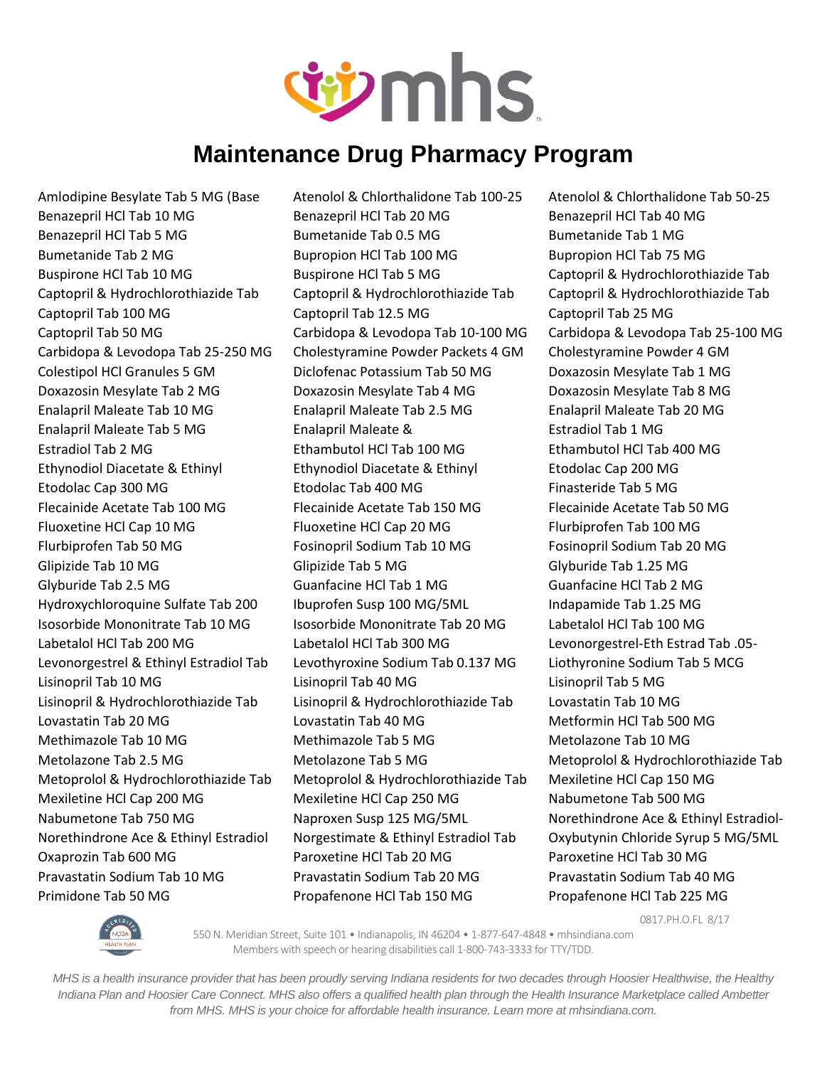# Maintenance Drug Pharmacy Program

- Amlodipine Besylate Tab 5 MG (Base
- Atenolol & Chlorthalidone Tab 100-25
- Atenolol & Chlorthalidone Tab 50-25
- Benazepril HCl Tab 10 MG
- Benazepril HCl Tab 20 MG
- Benazepril HCl Tab 40 MG
- Benazepril HCl Tab 5 MG
- Bumetanide Tab 0.5 MG
- Bumetanide Tab 1 MG
- Bumetanide Tab 2 MG
- Bupropion HCl Tab 100 MG
- Bupropion HCl Tab 75 MG
- Buspirone HCl Tab 10 MG
- Buspirone HCl Tab 5 MG
- Captopril & Hydrochlorothiazide Tab
- Captopril & Hydrochlorothiazide Tab
- Captopril & Hydrochlorothiazide Tab
- Captopril & Hydrochlorothiazide Tab
- Captopril Tab 100 MG
- Captopril Tab 12.5 MG
- Captopril Tab 25 MG
- Captopril Tab 50 MG
- Carbidopa & Levodopa Tab 10-100 MG
- Carbidopa & Levodopa Tab 25-100 MG
- Carbidopa & Levodopa Tab 25-250 MG
- Cholestyramine Powder Packets 4 GM
- Cholestyramine Powder 4 GM
- Colestipol HCl Granules 5 GM
- Diclofenac Potassium Tab 50 MG
- Doxazosin Mesylate Tab 1 MG
- Doxazosin Mesylate Tab 2 MG
- Doxazosin Mesylate Tab 4 MG
- Doxazosin Mesylate Tab 8 MG
- Enalapril Maleate Tab 10 MG
- Enalapril Maleate Tab 2.5 MG
- Enalapril Maleate Tab 20 MG
- Enalapril Maleate Tab 5 MG
- Enalapril Maleate &
- Estradiol Tab 1 MG
- Estradiol Tab 2 MG
- Ethambutol HCl Tab 100 MG
- Ethambutol HCl Tab 400 MG
- Ethynodiol Diacetate & Ethinyl
- Ethynodiol Diacetate & Ethinyl
- Etodolac Cap 200 MG
- Etodolac Cap 300 MG
- Etodolac Tab 400 MG
- Finasteride Tab 5 MG
- Flecainide Acetate Tab 100 MG
- Flecainide Acetate Tab 150 MG
- Flecainide Acetate Tab 50 MG
- Fluoxetine HCl Cap 10 MG
- Fluoxetine HCl Cap 20 MG
- Flurbiprofen Tab 100 MG
- Flurbiprofen Tab 50 MG
- Fosinopril Sodium Tab 10 MG
- Fosinopril Sodium Tab 20 MG
- Glipizide Tab 10 MG
- Glipizide Tab 5 MG
- Glyburide Tab 1.25 MG
- Glyburide Tab 2.5 MG
- Guanfacine HCl Tab 1 MG
- Guanfacine HCl Tab 2 MG
- Hydroxychloroquine Sulfate Tab 200
- Ibuprofen Susp 100 MG/5ML
- Indapamide Tab 1.25 MG
- Isosorbide Mononitrate Tab 10 MG
- Isosorbide Mononitrate Tab 20 MG
- Labetalol HCl Tab 100 MG
- Labetalol HCl Tab 200 MG
- Labetalol HCl Tab 300 MG
- Levonorgestrel-Eth Estrad Tab .05-
- Levonorgestrel & Ethinyl Estradiol Tab
- Levothyroxine Sodium Tab 0.137 MG
- Liothyronine Sodium Tab 5 MCG
- Lisinopril Tab 10 MG
- Lisinopril Tab 40 MG
- Lisinopril Tab 5 MG
- Lisinopril & Hydrochlorothiazide Tab
- Lisinopril & Hydrochlorothiazide Tab
- Lovastatin Tab 10 MG
- Lovastatin Tab 20 MG
- Lovastatin Tab 40 MG
- Metformin HCl Tab 500 MG
- Methimazole Tab 10 MG
- Methimazole Tab 5 MG
- Metolazone Tab 10 MG
- Metolazone Tab 2.5 MG
- Metolazone Tab 5 MG
- Metoprolol & Hydrochlorothiazide Tab
- Metoprolol & Hydrochlorothiazide Tab
- Metoprolol & Hydrochlorothiazide Tab
- Mexiletine HCl Cap 150 MG
- Mexiletine HCl Cap 200 MG
- Mexiletine HCl Cap 250 MG
- Nabumetone Tab 500 MG
- Nabumetone Tab 750 MG
- Naproxen Susp 125 MG/5ML
- Norethindrone Ace & Ethinyl Estradiol-
- Norethindrone Ace & Ethinyl Estradiol
- Norgestimate & Ethinyl Estradiol Tab
- Oxybutynin Chloride Syrup 5 MG/5ML
- Oxaprozin Tab 600 MG
- Paroxetine HCl Tab 20 MG
- Paroxetine HCl Tab 30 MG
- Pravastatin Sodium Tab 10 MG
- Pravastatin Sodium Tab 20 MG
- Pravastatin Sodium Tab 40 MG
- Primidone Tab 50 MG
- Propafenone HCl Tab 150 MG
- Propafenone HCl Tab 225 MG

0817.PH.O.FL 8/17

550 N. Meridian Street, Suite 101 • Indianapolis, IN 46204 • 1-877-647-4848 • mhsindiana.com
Members with speech or hearing disabilities call 1-800-743-3333 for TTY/TDD.

*MHS is a health insurance provider that has been proudly serving Indiana residents for two decades through Hoosier Healthwise, the Healthy Indiana Plan and Hoosier Care Connect. MHS also offers a qualified health plan through the Health Insurance Marketplace called Ambetter from MHS. MHS is your choice for affordable health insurance. Learn more at mhsindiana.com.*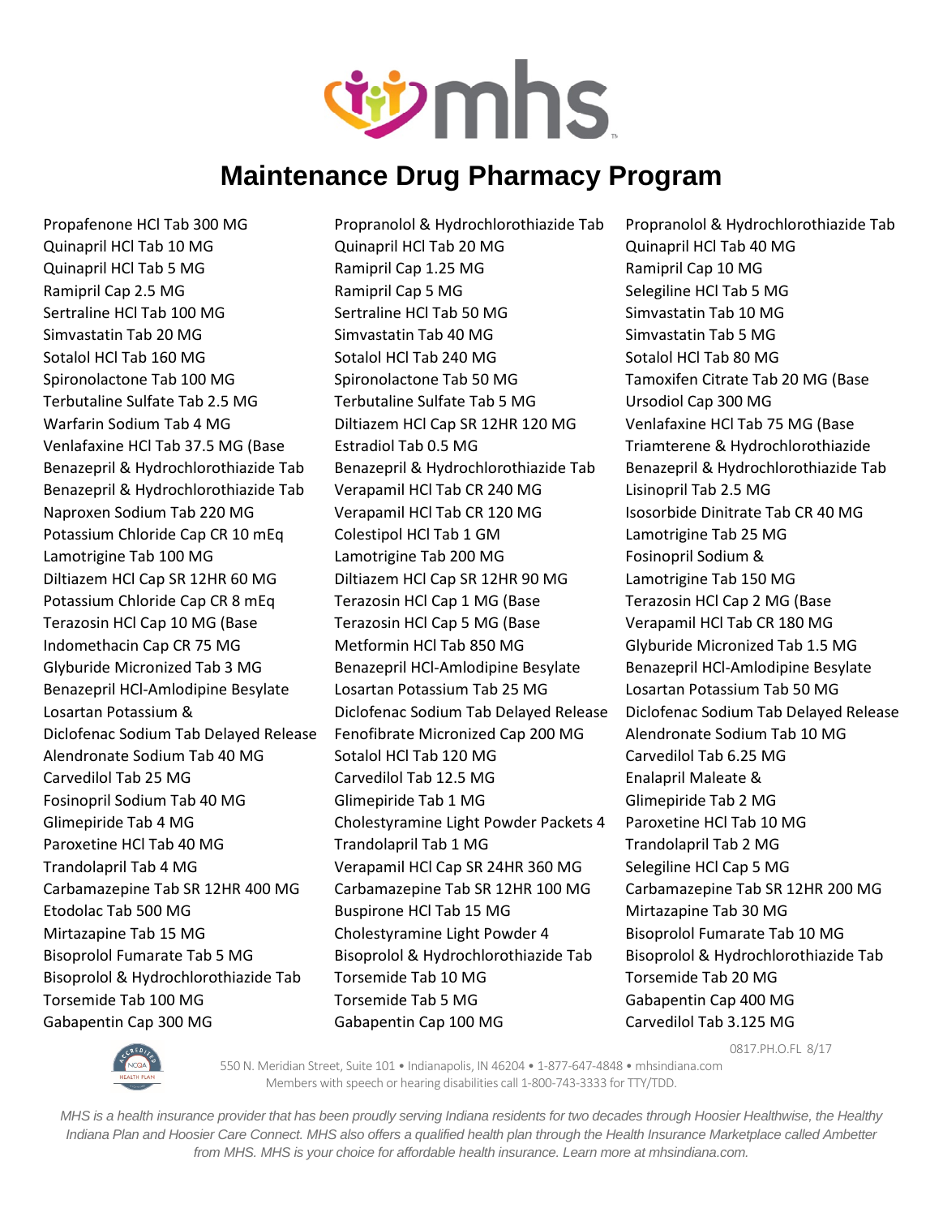# Maintenance Drug Pharmacy Program

Propafenone HCl Tab 300 MG
Propranolol & Hydrochlorothiazide Tab
Propranolol & Hydrochlorothiazide Tab
Quinapril HCl Tab 10 MG
Quinapril HCl Tab 20 MG
Quinapril HCl Tab 40 MG
Quinapril HCl Tab 5 MG
Ramipril Cap 1.25 MG
Ramipril Cap 10 MG
Ramipril Cap 2.5 MG
Ramipril Cap 5 MG
Selegiline HCl Tab 5 MG
Sertraline HCl Tab 100 MG
Sertraline HCl Tab 50 MG
Simvastatin Tab 10 MG
Simvastatin Tab 20 MG
Simvastatin Tab 40 MG
Simvastatin Tab 5 MG
Sotalol HCl Tab 160 MG
Sotalol HCl Tab 240 MG
Sotalol HCl Tab 80 MG
Spironolactone Tab 100 MG
Spironolactone Tab 50 MG
Tamoxifen Citrate Tab 20 MG (Base
Terbutaline Sulfate Tab 2.5 MG
Terbutaline Sulfate Tab 5 MG
Ursodiol Cap 300 MG
Warfarin Sodium Tab 4 MG
Diltiazem HCl Cap SR 12HR 120 MG
Venlafaxine HCl Tab 75 MG (Base
Venlafaxine HCl Tab 37.5 MG (Base
Estradiol Tab 0.5 MG
Triamterene & Hydrochlorothiazide
Benazepril & Hydrochlorothiazide Tab
Benazepril & Hydrochlorothiazide Tab
Benazepril & Hydrochlorothiazide Tab
Benazepril & Hydrochlorothiazide Tab
Verapamil HCl Tab CR 240 MG
Lisinopril Tab 2.5 MG
Naproxen Sodium Tab 220 MG
Verapamil HCl Tab CR 120 MG
Isosorbide Dinitrate Tab CR 40 MG
Potassium Chloride Cap CR 10 mEq
Colestipol HCl Tab 1 GM
Lamotrigine Tab 25 MG
Lamotrigine Tab 100 MG
Lamotrigine Tab 200 MG
Fosinopril Sodium &
Diltiazem HCl Cap SR 12HR 60 MG
Diltiazem HCl Cap SR 12HR 90 MG
Lamotrigine Tab 150 MG
Potassium Chloride Cap CR 8 mEq
Terazosin HCl Cap 1 MG (Base
Terazosin HCl Cap 2 MG (Base
Terazosin HCl Cap 10 MG (Base
Terazosin HCl Cap 5 MG (Base
Verapamil HCl Tab CR 180 MG
Indomethacin Cap CR 75 MG
Metformin HCl Tab 850 MG
Glyburide Micronized Tab 1.5 MG
Glyburide Micronized Tab 3 MG
Benazepril HCl-Amlodipine Besylate
Benazepril HCl-Amlodipine Besylate
Benazepril HCl-Amlodipine Besylate
Losartan Potassium Tab 25 MG
Losartan Potassium Tab 50 MG
Losartan Potassium &
Diclofenac Sodium Tab Delayed Release
Diclofenac Sodium Tab Delayed Release
Diclofenac Sodium Tab Delayed Release
Fenofibrate Micronized Cap 200 MG
Alendronate Sodium Tab 10 MG
Alendronate Sodium Tab 40 MG
Sotalol HCl Tab 120 MG
Carvedilol Tab 6.25 MG
Carvedilol Tab 25 MG
Carvedilol Tab 12.5 MG
Enalapril Maleate &
Fosinopril Sodium Tab 40 MG
Glimepiride Tab 1 MG
Glimepiride Tab 2 MG
Glimepiride Tab 4 MG
Cholestyramine Light Powder Packets 4
Paroxetine HCl Tab 10 MG
Paroxetine HCl Tab 40 MG
Trandolapril Tab 1 MG
Trandolapril Tab 2 MG
Trandolapril Tab 4 MG
Verapamil HCl Cap SR 24HR 360 MG
Selegiline HCl Cap 5 MG
Carbamazepine Tab SR 12HR 400 MG
Carbamazepine Tab SR 12HR 100 MG
Carbamazepine Tab SR 12HR 200 MG
Etodolac Tab 500 MG
Buspirone HCl Tab 15 MG
Mirtazapine Tab 30 MG
Mirtazapine Tab 15 MG
Cholestyramine Light Powder 4
Bisoprolol Fumarate Tab 10 MG
Bisoprolol Fumarate Tab 5 MG
Bisoprolol & Hydrochlorothiazide Tab
Bisoprolol & Hydrochlorothiazide Tab
Bisoprolol & Hydrochlorothiazide Tab
Torsemide Tab 10 MG
Torsemide Tab 20 MG
Torsemide Tab 100 MG
Torsemide Tab 5 MG
Gabapentin Cap 400 MG
Gabapentin Cap 300 MG
Gabapentin Cap 100 MG
Carvedilol Tab 3.125 MG

0817.PH.O.FL 8/17

550 N. Meridian Street, Suite 101 • Indianapolis, IN 46204 • 1-877-647-4848 • mhsindiana.com
Members with speech or hearing disabilities call 1-800-743-3333 for TTY/TDD.

*MHS is a health insurance provider that has been proudly serving Indiana residents for two decades through Hoosier Healthwise, the Healthy Indiana Plan and Hoosier Care Connect. MHS also offers a qualified health plan through the Health Insurance Marketplace called Ambetter from MHS. MHS is your choice for affordable health insurance. Learn more at mhsindiana.com.*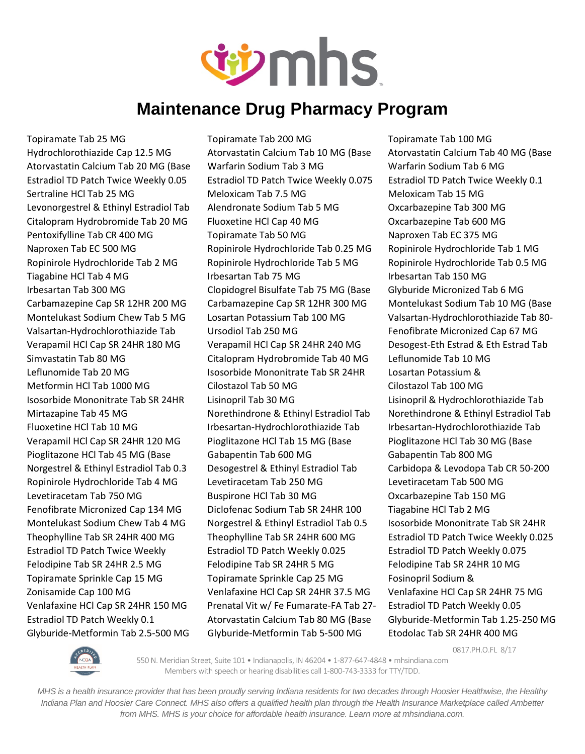# Maintenance Drug Pharmacy Program

| | | |
|---|---|---|
| Topiramate Tab 25 MG | Topiramate Tab 200 MG | Topiramate Tab 100 MG |
| Hydrochlorothiazide Cap 12.5 MG | Atorvastatin Calcium Tab 10 MG (Base | Atorvastatin Calcium Tab 40 MG (Base |
| Atorvastatin Calcium Tab 20 MG (Base | Warfarin Sodium Tab 3 MG | Warfarin Sodium Tab 6 MG |
| Estradiol TD Patch Twice Weekly 0.05 | Estradiol TD Patch Twice Weekly 0.075 | Estradiol TD Patch Twice Weekly 0.1 |
| Sertraline HCl Tab 25 MG | Meloxicam Tab 7.5 MG | Meloxicam Tab 15 MG |
| Levonorgestrel & Ethinyl Estradiol Tab | Alendronate Sodium Tab 5 MG | Oxcarbazepine Tab 300 MG |
| Citalopram Hydrobromide Tab 20 MG | Fluoxetine HCl Cap 40 MG | Oxcarbazepine Tab 600 MG |
| Pentoxifylline Tab CR 400 MG | Topiramate Tab 50 MG | Naproxen Tab EC 375 MG |
| Naproxen Tab EC 500 MG | Ropinirole Hydrochloride Tab 0.25 MG | Ropinirole Hydrochloride Tab 1 MG |
| Ropinirole Hydrochloride Tab 2 MG | Ropinirole Hydrochloride Tab 5 MG | Ropinirole Hydrochloride Tab 0.5 MG |
| Tiagabine HCl Tab 4 MG | Irbesartan Tab 75 MG | Irbesartan Tab 150 MG |
| Irbesartan Tab 300 MG | Clopidogrel Bisulfate Tab 75 MG (Base | Glyburide Micronized Tab 6 MG |
| Carbamazepine Cap SR 12HR 200 MG | Carbamazepine Cap SR 12HR 300 MG | Montelukast Sodium Tab 10 MG (Base |
| Montelukast Sodium Chew Tab 5 MG | Losartan Potassium Tab 100 MG | Valsartan-Hydrochlorothiazide Tab 80- |
| Valsartan-Hydrochlorothiazide Tab | Ursodiol Tab 250 MG | Fenofibrate Micronized Cap 67 MG |
| Verapamil HCl Cap SR 24HR 180 MG | Verapamil HCl Cap SR 24HR 240 MG | Desogest-Eth Estrad & Eth Estrad Tab |
| Simvastatin Tab 80 MG | Citalopram Hydrobromide Tab 40 MG | Leflunomide Tab 10 MG |
| Leflunomide Tab 20 MG | Isosorbide Mononitrate Tab SR 24HR | Losartan Potassium & |
| Metformin HCl Tab 1000 MG | Cilostazol Tab 50 MG | Cilostazol Tab 100 MG |
| Isosorbide Mononitrate Tab SR 24HR | Lisinopril Tab 30 MG | Lisinopril & Hydrochlorothiazide Tab |
| Mirtazapine Tab 45 MG | Norethindrone & Ethinyl Estradiol Tab | Norethindrone & Ethinyl Estradiol Tab |
| Fluoxetine HCl Tab 10 MG | Irbesartan-Hydrochlorothiazide Tab | Irbesartan-Hydrochlorothiazide Tab |
| Verapamil HCl Cap SR 24HR 120 MG | Pioglitazone HCl Tab 15 MG (Base | Pioglitazone HCl Tab 30 MG (Base |
| Pioglitazone HCl Tab 45 MG (Base | Gabapentin Tab 600 MG | Gabapentin Tab 800 MG |
| Norgestrel & Ethinyl Estradiol Tab 0.3 | Desogestrel & Ethinyl Estradiol Tab | Carbidopa & Levodopa Tab CR 50-200 |
| Ropinirole Hydrochloride Tab 4 MG | Levetiracetam Tab 250 MG | Levetiracetam Tab 500 MG |
| Levetiracetam Tab 750 MG | Buspirone HCl Tab 30 MG | Oxcarbazepine Tab 150 MG |
| Fenofibrate Micronized Cap 134 MG | Diclofenac Sodium Tab SR 24HR 100 | Tiagabine HCl Tab 2 MG |
| Montelukast Sodium Chew Tab 4 MG | Norgestrel & Ethinyl Estradiol Tab 0.5 | Isosorbide Mononitrate Tab SR 24HR |
| Theophylline Tab SR 24HR 400 MG | Theophylline Tab SR 24HR 600 MG | Estradiol TD Patch Twice Weekly 0.025 |
| Estradiol TD Patch Twice Weekly | Estradiol TD Patch Weekly 0.025 | Estradiol TD Patch Weekly 0.075 |
| Felodipine Tab SR 24HR 2.5 MG | Felodipine Tab SR 24HR 5 MG | Felodipine Tab SR 24HR 10 MG |
| Topiramate Sprinkle Cap 15 MG | Topiramate Sprinkle Cap 25 MG | Fosinopril Sodium & |
| Zonisamide Cap 100 MG | Venlafaxine HCl Cap SR 24HR 37.5 MG | Venlafaxine HCl Cap SR 24HR 75 MG |
| Venlafaxine HCl Cap SR 24HR 150 MG | Prenatal Vit w/ Fe Fumarate-FA Tab 27- | Estradiol TD Patch Weekly 0.05 |
| Estradiol TD Patch Weekly 0.1 | Atorvastatin Calcium Tab 80 MG (Base | Glyburide-Metformin Tab 1.25-250 MG |
| Glyburide-Metformin Tab 2.5-500 MG | Glyburide-Metformin Tab 5-500 MG | Etodolac Tab SR 24HR 400 MG |

0817.PH.O.FL 8/17

550 N. Meridian Street, Suite 101 • Indianapolis, IN 46204 • 1-877-647-4848 • mhsindiana.com
Members with speech or hearing disabilities call 1-800-743-3333 for TTY/TDD.

*MHS is a health insurance provider that has been proudly serving Indiana residents for two decades through Hoosier Healthwise, the Healthy Indiana Plan and Hoosier Care Connect. MHS also offers a qualified health plan through the Health Insurance Marketplace called Ambetter from MHS. MHS is your choice for affordable health insurance. Learn more at mhsindiana.com.*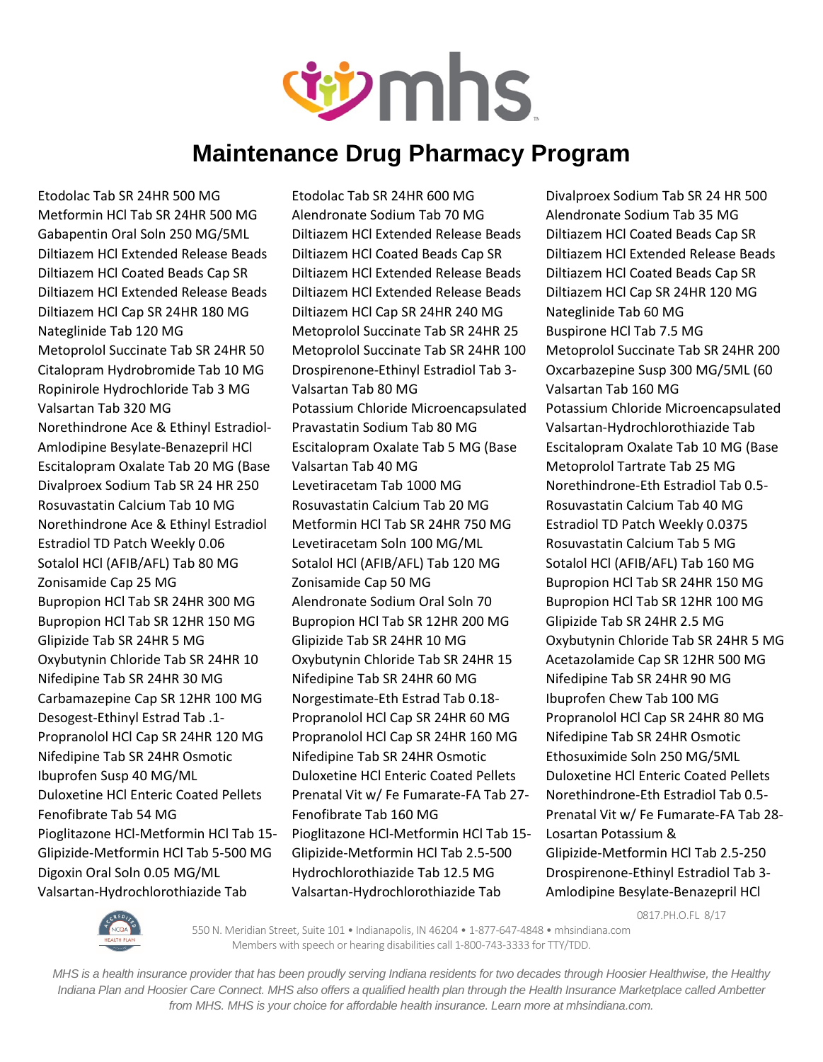# Maintenance Drug Pharmacy Program

Etodolac Tab SR 24HR 500 MG
Etodolac Tab SR 24HR 600 MG
Divalproex Sodium Tab SR 24 HR 500
Metformin HCl Tab SR 24HR 500 MG
Alendronate Sodium Tab 70 MG
Alendronate Sodium Tab 35 MG
Gabapentin Oral Soln 250 MG/5ML
Diltiazem HCl Extended Release Beads
Diltiazem HCl Coated Beads Cap SR
Diltiazem HCl Extended Release Beads
Diltiazem HCl Coated Beads Cap SR
Diltiazem HCl Extended Release Beads
Diltiazem HCl Coated Beads Cap SR
Diltiazem HCl Extended Release Beads
Diltiazem HCl Coated Beads Cap SR
Diltiazem HCl Extended Release Beads
Diltiazem HCl Extended Release Beads
Diltiazem HCl Cap SR 24HR 120 MG
Diltiazem HCl Cap SR 24HR 180 MG
Diltiazem HCl Cap SR 24HR 240 MG
Nateglinide Tab 60 MG
Nateglinide Tab 120 MG
Metoprolol Succinate Tab SR 24HR 25
Buspirone HCl Tab 7.5 MG
Metoprolol Succinate Tab SR 24HR 50
Metoprolol Succinate Tab SR 24HR 100
Metoprolol Succinate Tab SR 24HR 200
Citalopram Hydrobromide Tab 10 MG
Drospirenone-Ethinyl Estradiol Tab 3-
Oxcarbazepine Susp 300 MG/5ML (60
Ropinirole Hydrochloride Tab 3 MG
Valsartan Tab 80 MG
Valsartan Tab 160 MG
Valsartan Tab 320 MG
Potassium Chloride Microencapsulated
Potassium Chloride Microencapsulated
Norethindrone Ace & Ethinyl Estradiol-
Pravastatin Sodium Tab 80 MG
Valsartan-Hydrochlorothiazide Tab
Amlodipine Besylate-Benazepril HCl
Escitalopram Oxalate Tab 5 MG (Base
Escitalopram Oxalate Tab 10 MG (Base
Escitalopram Oxalate Tab 20 MG (Base
Valsartan Tab 40 MG
Metoprolol Tartrate Tab 25 MG
Divalproex Sodium Tab SR 24 HR 250
Levetiracetam Tab 1000 MG
Norethindrone-Eth Estradiol Tab 0.5-
Rosuvastatin Calcium Tab 10 MG
Rosuvastatin Calcium Tab 20 MG
Rosuvastatin Calcium Tab 40 MG
Norethindrone Ace & Ethinyl Estradiol
Metformin HCl Tab SR 24HR 750 MG
Estradiol TD Patch Weekly 0.0375
Estradiol TD Patch Weekly 0.06
Levetiracetam Soln 100 MG/ML
Rosuvastatin Calcium Tab 5 MG
Sotalol HCl (AFIB/AFL) Tab 80 MG
Sotalol HCl (AFIB/AFL) Tab 120 MG
Sotalol HCl (AFIB/AFL) Tab 160 MG
Zonisamide Cap 25 MG
Zonisamide Cap 50 MG
Bupropion HCl Tab SR 24HR 150 MG
Bupropion HCl Tab SR 24HR 300 MG
Alendronate Sodium Oral Soln 70
Bupropion HCl Tab SR 12HR 100 MG
Bupropion HCl Tab SR 12HR 150 MG
Bupropion HCl Tab SR 12HR 200 MG
Glipizide Tab SR 24HR 2.5 MG
Glipizide Tab SR 24HR 5 MG
Glipizide Tab SR 24HR 10 MG
Oxybutynin Chloride Tab SR 24HR 5 MG
Oxybutynin Chloride Tab SR 24HR 10
Oxybutynin Chloride Tab SR 24HR 15
Acetazolamide Cap SR 12HR 500 MG
Nifedipine Tab SR 24HR 30 MG
Nifedipine Tab SR 24HR 60 MG
Nifedipine Tab SR 24HR 90 MG
Carbamazepine Cap SR 12HR 100 MG
Norgestimate-Eth Estrad Tab 0.18-
Ibuprofen Chew Tab 100 MG
Desogest-Ethinyl Estrad Tab .1-
Propranolol HCl Cap SR 24HR 60 MG
Propranolol HCl Cap SR 24HR 80 MG
Propranolol HCl Cap SR 24HR 120 MG
Propranolol HCl Cap SR 24HR 160 MG
Nifedipine Tab SR 24HR Osmotic
Nifedipine Tab SR 24HR Osmotic
Nifedipine Tab SR 24HR Osmotic
Ethosuximide Soln 250 MG/5ML
Ibuprofen Susp 40 MG/ML
Duloxetine HCl Enteric Coated Pellets
Duloxetine HCl Enteric Coated Pellets
Duloxetine HCl Enteric Coated Pellets
Prenatal Vit w/ Fe Fumarate-FA Tab 27-
Norethindrone-Eth Estradiol Tab 0.5-
Fenofibrate Tab 54 MG
Fenofibrate Tab 160 MG
Prenatal Vit w/ Fe Fumarate-FA Tab 28-
Pioglitazone HCl-Metformin HCl Tab 15-
Pioglitazone HCl-Metformin HCl Tab 15-
Losartan Potassium &
Glipizide-Metformin HCl Tab 5-500 MG
Glipizide-Metformin HCl Tab 2.5-500
Glipizide-Metformin HCl Tab 2.5-250
Digoxin Oral Soln 0.05 MG/ML
Hydrochlorothiazide Tab 12.5 MG
Drospirenone-Ethinyl Estradiol Tab 3-
Valsartan-Hydrochlorothiazide Tab
Valsartan-Hydrochlorothiazide Tab
Amlodipine Besylate-Benazepril HCl

0817.PH.O.FL 8/17

550 N. Meridian Street, Suite 101 • Indianapolis, IN 46204 • 1-877-647-4848 • mhsindiana.com
Members with speech or hearing disabilities call 1-800-743-3333 for TTY/TDD.

*MHS is a health insurance provider that has been proudly serving Indiana residents for two decades through Hoosier Healthwise, the Healthy Indiana Plan and Hoosier Care Connect. MHS also offers a qualified health plan through the Health Insurance Marketplace called Ambetter from MHS. MHS is your choice for affordable health insurance. Learn more at mhsindiana.com.*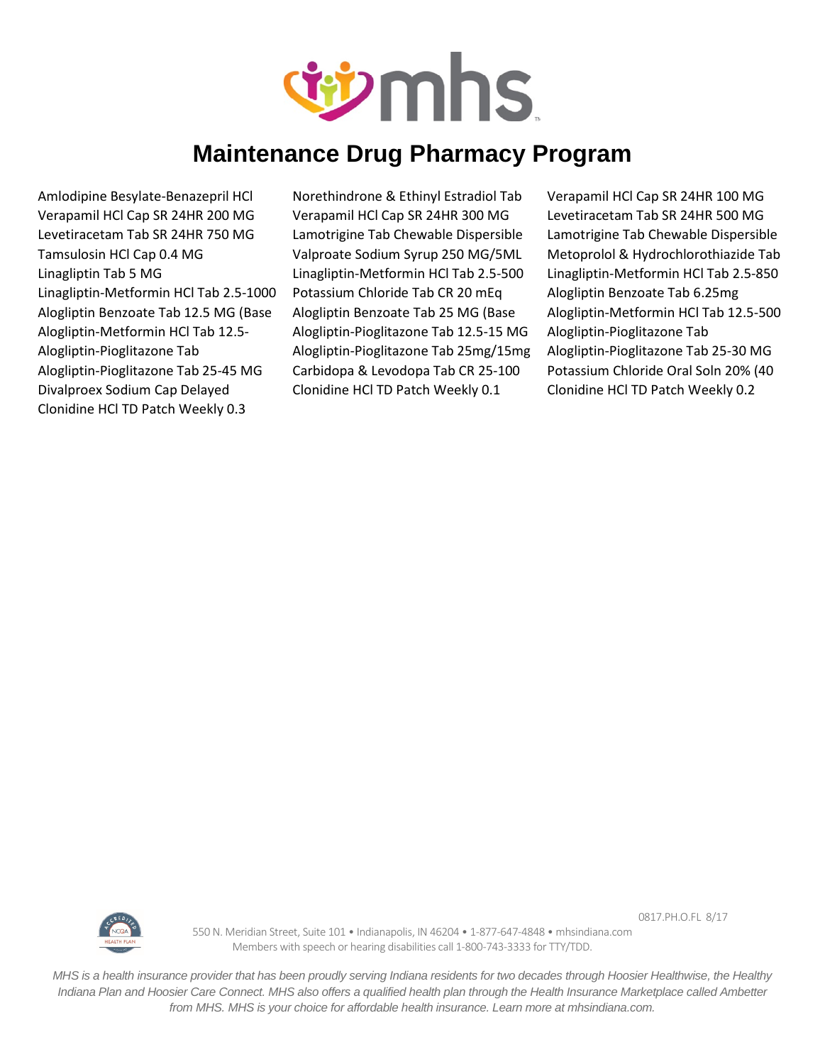# Maintenance Drug Pharmacy Program

Amlodipine Besylate-Benazepril HCl
Norethindrone & Ethinyl Estradiol Tab
Verapamil HCl Cap SR 24HR 100 MG
Verapamil HCl Cap SR 24HR 200 MG
Verapamil HCl Cap SR 24HR 300 MG
Levetiracetam Tab SR 24HR 500 MG
Levetiracetam Tab SR 24HR 750 MG
Lamotrigine Tab Chewable Dispersible
Lamotrigine Tab Chewable Dispersible
Tamsulosin HCl Cap 0.4 MG
Valproate Sodium Syrup 250 MG/5ML
Metoprolol & Hydrochlorothiazide Tab
Linagliptin Tab 5 MG
Linagliptin-Metformin HCl Tab 2.5-500
Linagliptin-Metformin HCl Tab 2.5-850
Linagliptin-Metformin HCl Tab 2.5-1000
Potassium Chloride Tab CR 20 mEq
Alogliptin Benzoate Tab 6.25mg
Alogliptin Benzoate Tab 12.5 MG (Base
Alogliptin Benzoate Tab 25 MG (Base
Alogliptin-Metformin HCl Tab 12.5-500
Alogliptin-Metformin HCl Tab 12.5-
Alogliptin-Pioglitazone Tab 12.5-15 MG
Alogliptin-Pioglitazone Tab
Alogliptin-Pioglitazone Tab
Alogliptin-Pioglitazone Tab 25mg/15mg
Alogliptin-Pioglitazone Tab 25-30 MG
Alogliptin-Pioglitazone Tab 25-45 MG
Carbidopa & Levodopa Tab CR 25-100
Potassium Chloride Oral Soln 20% (40
Divalproex Sodium Cap Delayed
Clonidine HCl TD Patch Weekly 0.1
Clonidine HCl TD Patch Weekly 0.2
Clonidine HCl TD Patch Weekly 0.3

0817.PH.O.FL 8/17

550 N. Meridian Street, Suite 101 • Indianapolis, IN 46204 • 1-877-647-4848 • mhsindiana.com
Members with speech or hearing disabilities call 1-800-743-3333 for TTY/TDD.

*MHS is a health insurance provider that has been proudly serving Indiana residents for two decades through Hoosier Healthwise, the Healthy Indiana Plan and Hoosier Care Connect. MHS also offers a qualified health plan through the Health Insurance Marketplace called Ambetter from MHS. MHS is your choice for affordable health insurance. Learn more at mhsindiana.com.*